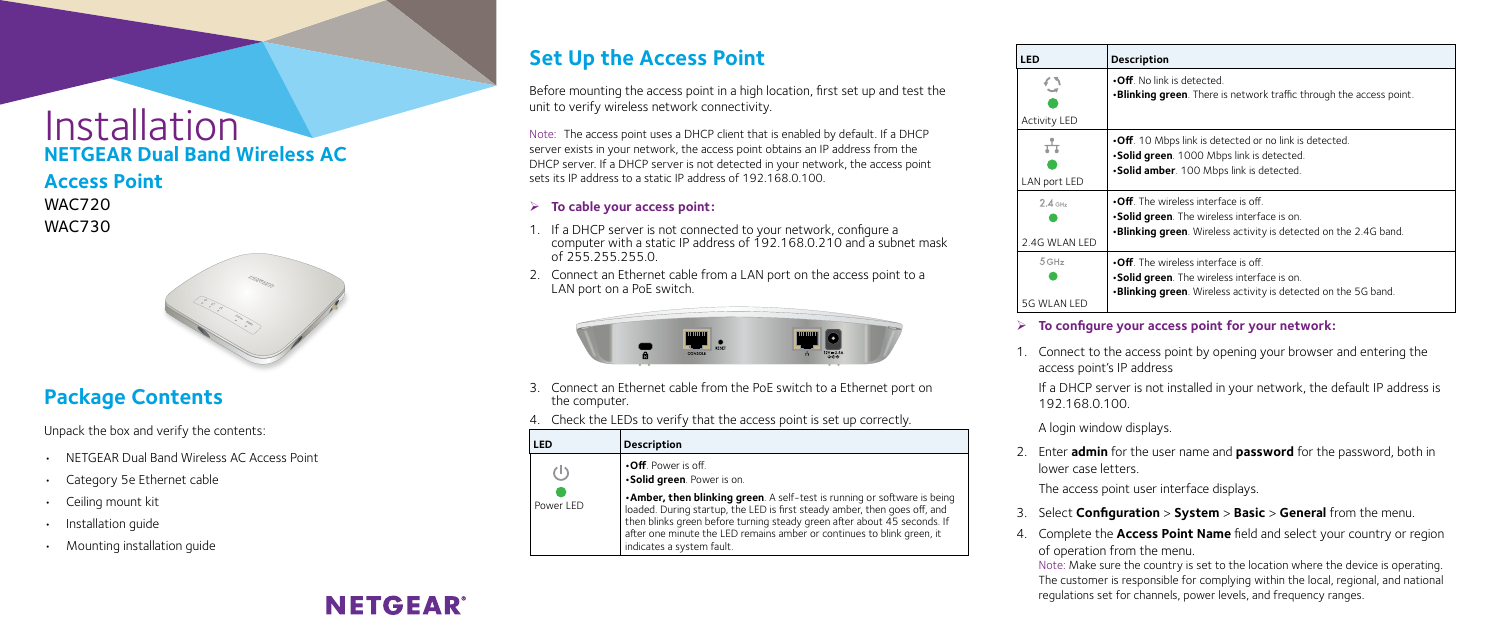# Installation

## NETGEAR Dual Band Wireless AC Access Point

WAC720
WAC730

## Package Contents

Unpack the box and verify the contents:

- NETGEAR Dual Band Wireless AC Access Point
- Category 5e Ethernet cable
- Ceiling mount kit
- Installation guide
- Mounting installation guide

NETGEAR

## Set Up the Access Point

Before mounting the access point in a high location, first set up and test the unit to verify wireless network connectivity.

Note: The access point uses a DHCP client that is enabled by default. If a DHCP server exists in your network, the access point obtains an IP address from the DHCP server. If a DHCP server is not detected in your network, the access point sets its IP address to a static IP address of 192.168.0.100.

> **To cable your access point:**

1. If a DHCP server is not connected to your network, configure a computer with a static IP address of 192.168.0.210 and a subnet mask of 255.255.255.0.
2. Connect an Ethernet cable from a LAN port on the access point to a LAN port on a PoE switch.
3. Connect an Ethernet cable from the PoE switch to a Ethernet port on the computer.
4. Check the LEDs to verify that the access point is set up correctly.

| LED | Description |
|---|---|
| Power LED | •**Off**. Power is off.<br>•**Solid green**. Power is on.<br>•**Amber, then blinking green**. A self-test is running or software is being loaded. During startup, the LED is first steady amber, then goes off, and then blinks green before turning steady green after about 45 seconds. If after one minute the LED remains amber or continues to blink green, it indicates a system fault. |
| Activity LED | •**Off**. No link is detected.<br>•**Blinking green**. There is network traffic through the access point. |
| LAN port LED | •**Off**. 10 Mbps link is detected or no link is detected.<br>•**Solid green**. 1000 Mbps link is detected.<br>•**Solid amber**. 100 Mbps link is detected. |
| 2.4G WLAN LED | •**Off**. The wireless interface is off.<br>•**Solid green**. The wireless interface is on.<br>•**Blinking green**. Wireless activity is detected on the 2.4G band. |
| 5G WLAN LED | •**Off**. The wireless interface is off.<br>•**Solid green**. The wireless interface is on.<br>•**Blinking green**. Wireless activity is detected on the 5G band. |

> **To configure your access point for your network:**

1. Connect to the access point by opening your browser and entering the access point's IP address

   If a DHCP server is not installed in your network, the default IP address is 192.168.0.100.

   A login window displays.

2. Enter **admin** for the user name and **password** for the password, both in lower case letters.

   The access point user interface displays.

3. Select **Configuration** > **System** > **Basic** > **General** from the menu.
4. Complete the **Access Point Name** field and select your country or region of operation from the menu.

   Note: Make sure the country is set to the location where the device is operating. The customer is responsible for complying within the local, regional, and national regulations set for channels, power levels, and frequency ranges.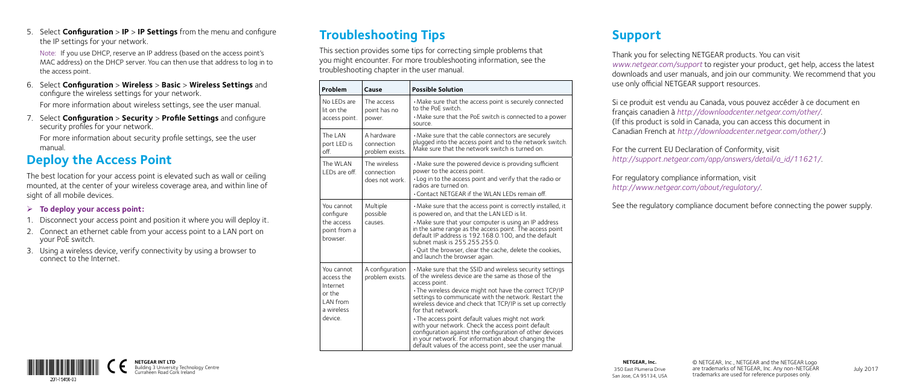5. Select **Configuration** > **IP** > **IP Settings** from the menu and configure the IP settings for your network.

   Note: If you use DHCP, reserve an IP address (based on the access point's MAC address) on the DHCP server. You can then use that address to log in to the access point.

6. Select **Configuration** > **Wireless** > **Basic** > **Wireless Settings** and configure the wireless settings for your network.

   For more information about wireless settings, see the user manual.

7. Select **Configuration** > **Security** > **Profile Settings** and configure security profiles for your network.

   For more information about security profile settings, see the user manual.

## Deploy the Access Point

The best location for your access point is elevated such as wall or ceiling mounted, at the center of your wireless coverage area, and within line of sight of all mobile devices.

➢ **To deploy your access point:**

1. Disconnect your access point and position it where you will deploy it.
2. Connect an ethernet cable from your access point to a LAN port on your PoE switch.
3. Using a wireless device, verify connectivity by using a browser to connect to the Internet.

## Troubleshooting Tips

This section provides some tips for correcting simple problems that you might encounter. For more troubleshooting information, see the troubleshooting chapter in the user manual.

| Problem | Cause | Possible Solution |
|---|---|---|
| No LEDs are lit on the access point. | The access point has no power. | • Make sure that the access point is securely connected to the PoE switch. • Make sure that the PoE switch is connected to a power source. |
| The LAN port LED is off. | A hardware connection problem exists. | • Make sure that the cable connectors are securely plugged into the access point and to the network switch. Make sure that the network switch is turned on. |
| The WLAN LEDs are off. | The wireless connection does not work. | • Make sure the powered device is providing sufficient power to the access point. • Log in to the access point and verify that the radio or radios are turned on. • Contact NETGEAR if the WLAN LEDs remain off. |
| You cannot configure the access point from a browser. | Multiple possible causes. | • Make sure that the access point is correctly installed, it is powered on, and that the LAN LED is lit. • Make sure that your computer is using an IP address in the same range as the access point. The access point default IP address is 192.168.0.100, and the default subnet mask is 255.255.255.0. • Quit the browser, clear the cache, delete the cookies, and launch the browser again. |
| You cannot access the Internet or the LAN from a wireless device. | A configuration problem exists. | • Make sure that the SSID and wireless security settings of the wireless device are the same as those of the access point. • The wireless device might not have the correct TCP/IP settings to communicate with the network. Restart the wireless device and check that TCP/IP is set up correctly for that network. • The access point default values might not work with your network. Check the access point default configuration against the configuration of other devices in your network. For information about changing the default values of the access point, see the user manual. |

## Support

Thank you for selecting NETGEAR products. You can visit *www.netgear.com/support* to register your product, get help, access the latest downloads and user manuals, and join our community. We recommend that you use only official NETGEAR support resources.

Si ce produit est vendu au Canada, vous pouvez accéder à ce document en français canadien à *http://downloadcenter.netgear.com/other/*. (If this product is sold in Canada, you can access this document in Canadian French at *http://downloadcenter.netgear.com/other/*.)

For the current EU Declaration of Conformity, visit *http://support.netgear.com/app/answers/detail/a_id/11621/*.

For regulatory compliance information, visit *http://www.netgear.com/about/regulatory/*.

See the regulatory compliance document before connecting the power supply.

201-19496-03

**NETGEAR INT LTD**
Building 3 University Technology Centre
Curraheen Road Cork Ireland

**NETGEAR, Inc.**
350 East Plumeria Drive
San Jose, CA 95134, USA

© NETGEAR, Inc., NETGEAR and the NETGEAR Logo are trademarks of NETGEAR, Inc. Any non-NETGEAR trademarks are used for reference purposes only.

July 2017